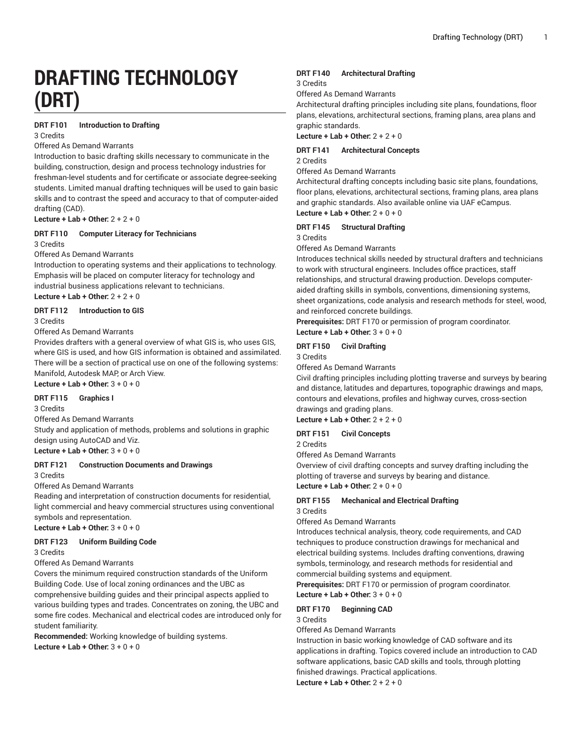# DRAFTING TECHNOLOGY (DRT)

**DRT F101 Introduction to Drafting**

3 Credits

Offered As Demand Warrants

Introduction to basic drafting skills necessary to communicate in the building, construction, design and process technology industries for freshman-level students and for certificate or associate degree-seeking students. Limited manual drafting techniques will be used to gain basic skills and to contrast the speed and accuracy to that of computer-aided drafting (CAD).

**Lecture + Lab + Other:** 2 + 2 + 0

**DRT F110 Computer Literacy for Technicians**

3 Credits

Offered As Demand Warrants

Introduction to operating systems and their applications to technology. Emphasis will be placed on computer literacy for technology and industrial business applications relevant to technicians.

**Lecture + Lab + Other:** 2 + 2 + 0

**DRT F112 Introduction to GIS**

3 Credits

Offered As Demand Warrants

Provides drafters with a general overview of what GIS is, who uses GIS, where GIS is used, and how GIS information is obtained and assimilated. There will be a section of practical use on one of the following systems: Manifold, Autodesk MAP, or Arch View.

**Lecture + Lab + Other:** 3 + 0 + 0

**DRT F115 Graphics I**

3 Credits

Offered As Demand Warrants

Study and application of methods, problems and solutions in graphic design using AutoCAD and Viz.

**Lecture + Lab + Other:** 3 + 0 + 0

**DRT F121 Construction Documents and Drawings**

3 Credits

Offered As Demand Warrants

Reading and interpretation of construction documents for residential, light commercial and heavy commercial structures using conventional symbols and representation.

**Lecture + Lab + Other:** 3 + 0 + 0

**DRT F123 Uniform Building Code**

3 Credits

Offered As Demand Warrants

Covers the minimum required construction standards of the Uniform Building Code. Use of local zoning ordinances and the UBC as comprehensive building guides and their principal aspects applied to various building types and trades. Concentrates on zoning, the UBC and some fire codes. Mechanical and electrical codes are introduced only for student familiarity.

**Recommended:** Working knowledge of building systems.

**Lecture + Lab + Other:** 3 + 0 + 0

**DRT F140 Architectural Drafting**

3 Credits

Offered As Demand Warrants

Architectural drafting principles including site plans, foundations, floor plans, elevations, architectural sections, framing plans, area plans and graphic standards.

**Lecture + Lab + Other:** 2 + 2 + 0

**DRT F141 Architectural Concepts**

2 Credits

Offered As Demand Warrants

Architectural drafting concepts including basic site plans, foundations, floor plans, elevations, architectural sections, framing plans, area plans and graphic standards. Also available online via UAF eCampus.

**Lecture + Lab + Other:** 2 + 0 + 0

**DRT F145 Structural Drafting**

3 Credits

Offered As Demand Warrants

Introduces technical skills needed by structural drafters and technicians to work with structural engineers. Includes office practices, staff relationships, and structural drawing production. Develops computer-aided drafting skills in symbols, conventions, dimensioning systems, sheet organizations, code analysis and research methods for steel, wood, and reinforced concrete buildings.

**Prerequisites:** DRT F170 or permission of program coordinator.

**Lecture + Lab + Other:** 3 + 0 + 0

**DRT F150 Civil Drafting**

3 Credits

Offered As Demand Warrants

Civil drafting principles including plotting traverse and surveys by bearing and distance, latitudes and departures, topographic drawings and maps, contours and elevations, profiles and highway curves, cross-section drawings and grading plans.

**Lecture + Lab + Other:** 2 + 2 + 0

**DRT F151 Civil Concepts**

2 Credits

Offered As Demand Warrants

Overview of civil drafting concepts and survey drafting including the plotting of traverse and surveys by bearing and distance.

**Lecture + Lab + Other:** 2 + 0 + 0

**DRT F155 Mechanical and Electrical Drafting**

3 Credits

Offered As Demand Warrants

Introduces technical analysis, theory, code requirements, and CAD techniques to produce construction drawings for mechanical and electrical building systems. Includes drafting conventions, drawing symbols, terminology, and research methods for residential and commercial building systems and equipment.

**Prerequisites:** DRT F170 or permission of program coordinator.

**Lecture + Lab + Other:** 3 + 0 + 0

**DRT F170 Beginning CAD**

3 Credits

Offered As Demand Warrants

Instruction in basic working knowledge of CAD software and its applications in drafting. Topics covered include an introduction to CAD software applications, basic CAD skills and tools, through plotting finished drawings. Practical applications.

**Lecture + Lab + Other:** 2 + 2 + 0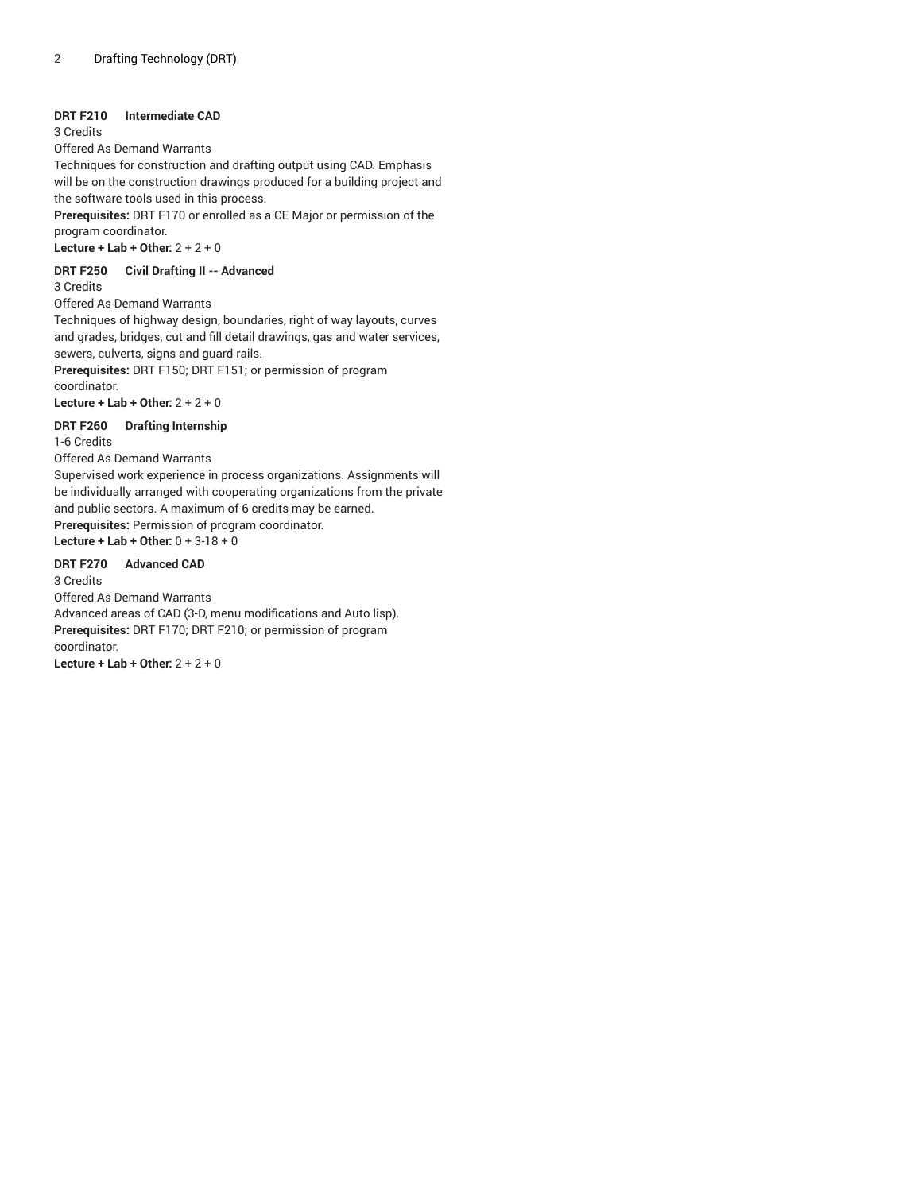**DRT F210 Intermediate CAD**
3 Credits
Offered As Demand Warrants
Techniques for construction and drafting output using CAD. Emphasis will be on the construction drawings produced for a building project and the software tools used in this process.
**Prerequisites:** DRT F170 or enrolled as a CE Major or permission of the program coordinator.
**Lecture + Lab + Other:** 2 + 2 + 0

**DRT F250 Civil Drafting II -- Advanced**
3 Credits
Offered As Demand Warrants
Techniques of highway design, boundaries, right of way layouts, curves and grades, bridges, cut and fill detail drawings, gas and water services, sewers, culverts, signs and guard rails.
**Prerequisites:** DRT F150; DRT F151; or permission of program coordinator.
**Lecture + Lab + Other:** 2 + 2 + 0

**DRT F260 Drafting Internship**
1-6 Credits
Offered As Demand Warrants
Supervised work experience in process organizations. Assignments will be individually arranged with cooperating organizations from the private and public sectors. A maximum of 6 credits may be earned.
**Prerequisites:** Permission of program coordinator.
**Lecture + Lab + Other:** 0 + 3-18 + 0

**DRT F270 Advanced CAD**
3 Credits
Offered As Demand Warrants
Advanced areas of CAD (3-D, menu modifications and Auto lisp).
**Prerequisites:** DRT F170; DRT F210; or permission of program coordinator.
**Lecture + Lab + Other:** 2 + 2 + 0